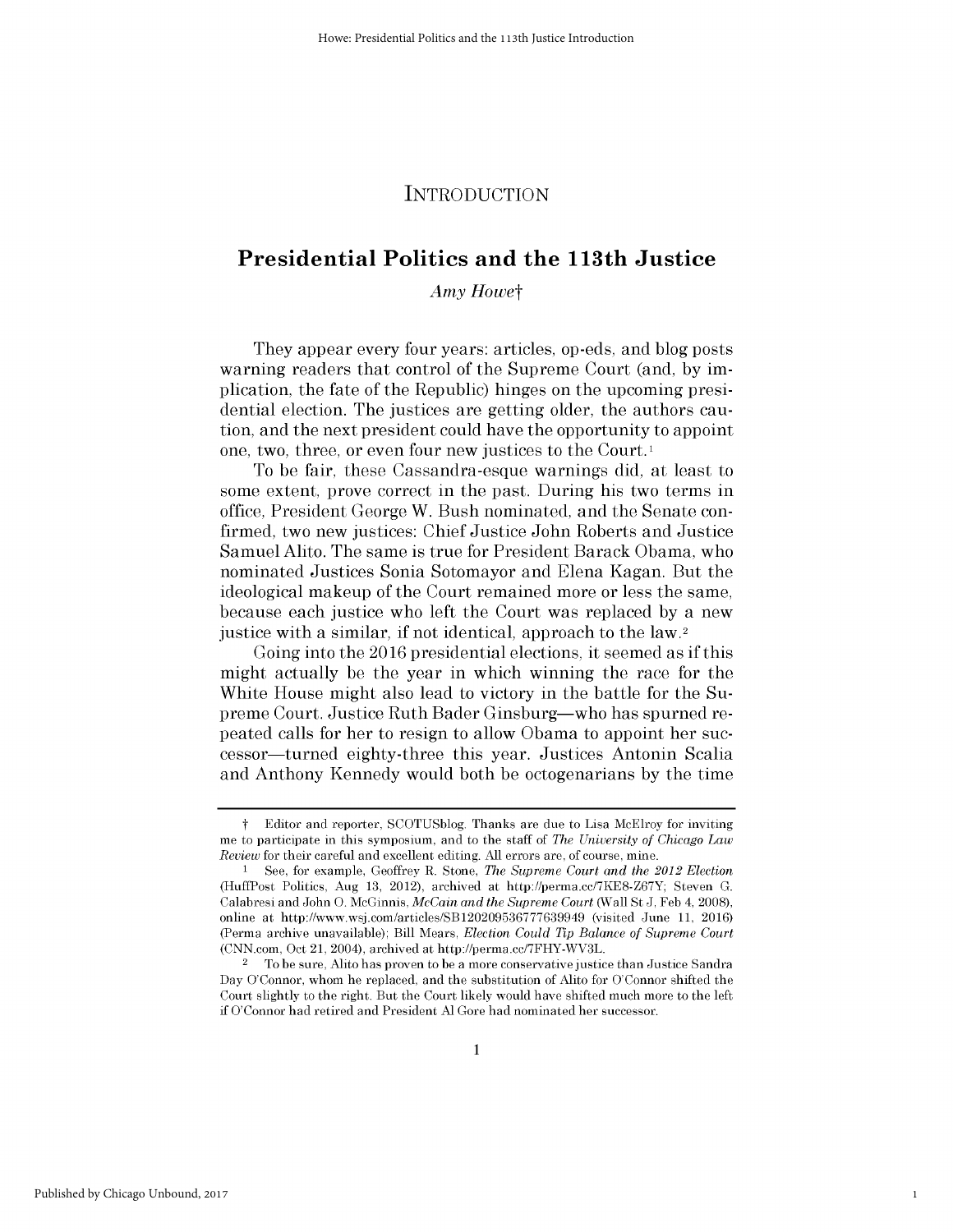# INTRODUCTION

## Presidential Politics and the 113th Justice

*Amy Howe*†

They appear every four years: articles, op-eds, and blog posts warning readers that control of the Supreme Court (and, by implication, the fate of the Republic) hinges on the upcoming presidential election. The justices are getting older, the authors caution, and the next president could have the opportunity to appoint one, two, three, or even four new justices to the Court.[1]

To be fair, these Cassandra-esque warnings did, at least to some extent, prove correct in the past. During his two terms in office, President George W. Bush nominated, and the Senate confirmed, two new justices: Chief Justice John Roberts and Justice Samuel Alito. The same is true for President Barack Obama, who nominated Justices Sonia Sotomayor and Elena Kagan. But the ideological makeup of the Court remained more or less the same, because each justice who left the Court was replaced by a new justice with a similar, if not identical, approach to the law.[2]

Going into the 2016 presidential elections, it seemed as if this might actually be the year in which winning the race for the White House might also lead to victory in the battle for the Supreme Court. Justice Ruth Bader Ginsburg—who has spurned repeated calls for her to resign to allow Obama to appoint her successor—turned eighty-three this year. Justices Antonin Scalia and Anthony Kennedy would both be octogenarians by the time

---

† Editor and reporter, SCOTUSblog. Thanks are due to Lisa McElroy for inviting me to participate in this symposium, and to the staff of *The University of Chicago Law Review* for their careful and excellent editing. All errors are, of course, mine.

1 See, for example, Geoffrey R. Stone, *The Supreme Court and the 2012 Election* (HuffPost Politics, Aug 13, 2012), archived at http://perma.cc/7KE8-Z67Y; Steven G. Calabresi and John O. McGinnis, *McCain and the Supreme Court* (Wall St J, Feb 4, 2008), online at http://www.wsj.com/articles/SB120209536777639949 (visited June 11, 2016) (Perma archive unavailable); Bill Mears, *Election Could Tip Balance of Supreme Court* (CNN.com, Oct 21, 2004), archived at http://perma.cc/7FHY-WV3L.

2 To be sure, Alito has proven to be a more conservative justice than Justice Sandra Day O'Connor, whom he replaced, and the substitution of Alito for O'Connor shifted the Court slightly to the right. But the Court likely would have shifted much more to the left if O'Connor had retired and President Al Gore had nominated her successor.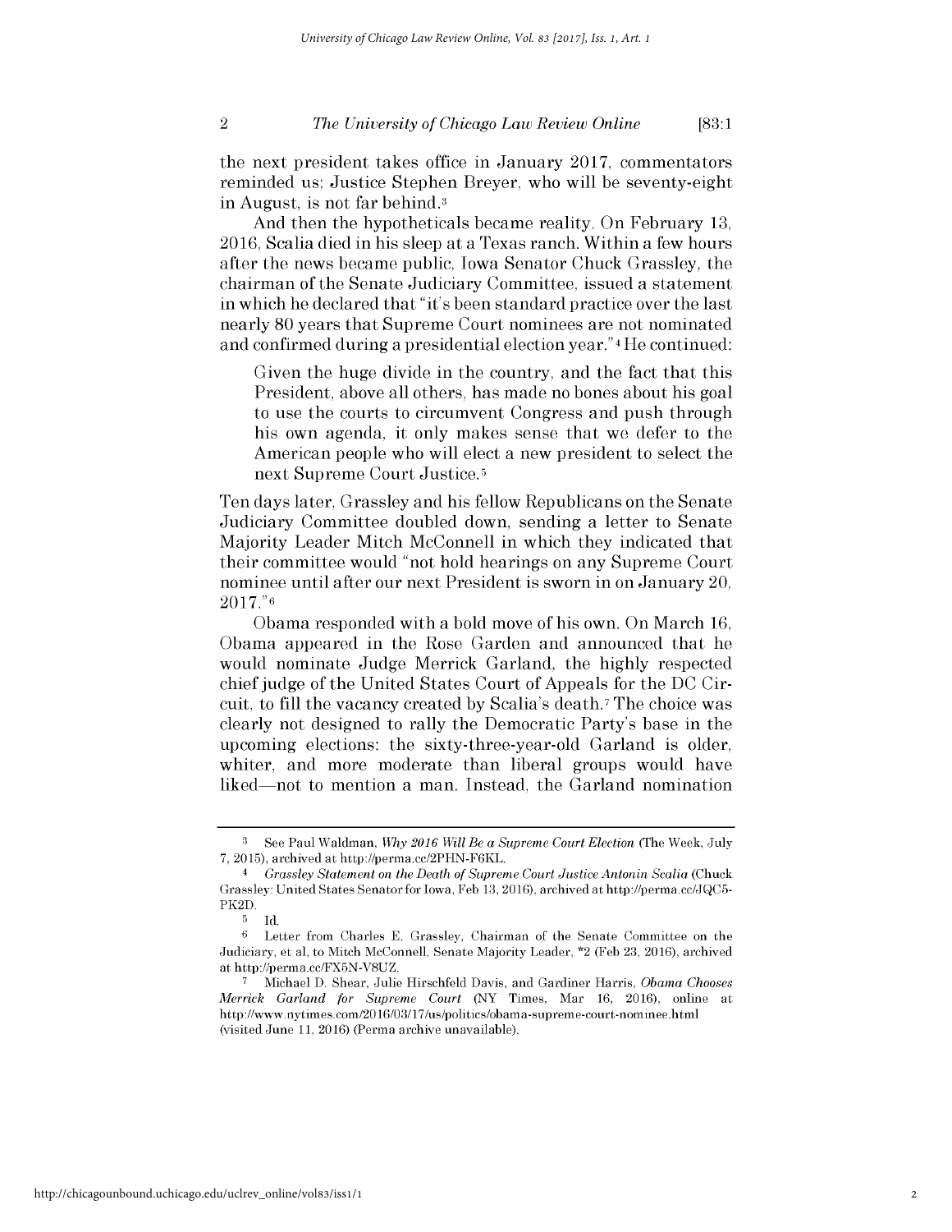the next president takes office in January 2017, commentators reminded us; Justice Stephen Breyer, who will be seventy-eight in August, is not far behind.[3]

And then the hypotheticals became reality. On February 13, 2016, Scalia died in his sleep at a Texas ranch. Within a few hours after the news became public, Iowa Senator Chuck Grassley, the chairman of the Senate Judiciary Committee, issued a statement in which he declared that "it's been standard practice over the last nearly 80 years that Supreme Court nominees are not nominated and confirmed during a presidential election year."[4] He continued:

> Given the huge divide in the country, and the fact that this President, above all others, has made no bones about his goal to use the courts to circumvent Congress and push through his own agenda, it only makes sense that we defer to the American people who will elect a new president to select the next Supreme Court Justice.[5]

Ten days later, Grassley and his fellow Republicans on the Senate Judiciary Committee doubled down, sending a letter to Senate Majority Leader Mitch McConnell in which they indicated that their committee would "not hold hearings on any Supreme Court nominee until after our next President is sworn in on January 20, 2017."[6]

Obama responded with a bold move of his own. On March 16, Obama appeared in the Rose Garden and announced that he would nominate Judge Merrick Garland, the highly respected chief judge of the United States Court of Appeals for the DC Circuit, to fill the vacancy created by Scalia's death.[7] The choice was clearly not designed to rally the Democratic Party's base in the upcoming elections: the sixty-three-year-old Garland is older, whiter, and more moderate than liberal groups would have liked—not to mention a man. Instead, the Garland nomination

---

[3] See Paul Waldman, *Why 2016 Will Be a Supreme Court Election* (The Week, July 7, 2015), archived at http://perma.cc/2PHN-F6KL.

[4] *Grassley Statement on the Death of Supreme Court Justice Antonin Scalia* (Chuck Grassley: United States Senator for Iowa, Feb 13, 2016), archived at http://perma.cc/JQC5-PK2D.

[5] Id.

[6] Letter from Charles E. Grassley, Chairman of the Senate Committee on the Judiciary, et al, to Mitch McConnell, Senate Majority Leader, *2 (Feb 23, 2016), archived at http://perma.cc/FX5N-V8UZ.

[7] Michael D. Shear, Julie Hirschfeld Davis, and Gardiner Harris, *Obama Chooses Merrick Garland for Supreme Court* (NY Times, Mar 16, 2016), online at http://www.nytimes.com/2016/03/17/us/politics/obama-supreme-court-nominee.html (visited June 11, 2016) (Perma archive unavailable).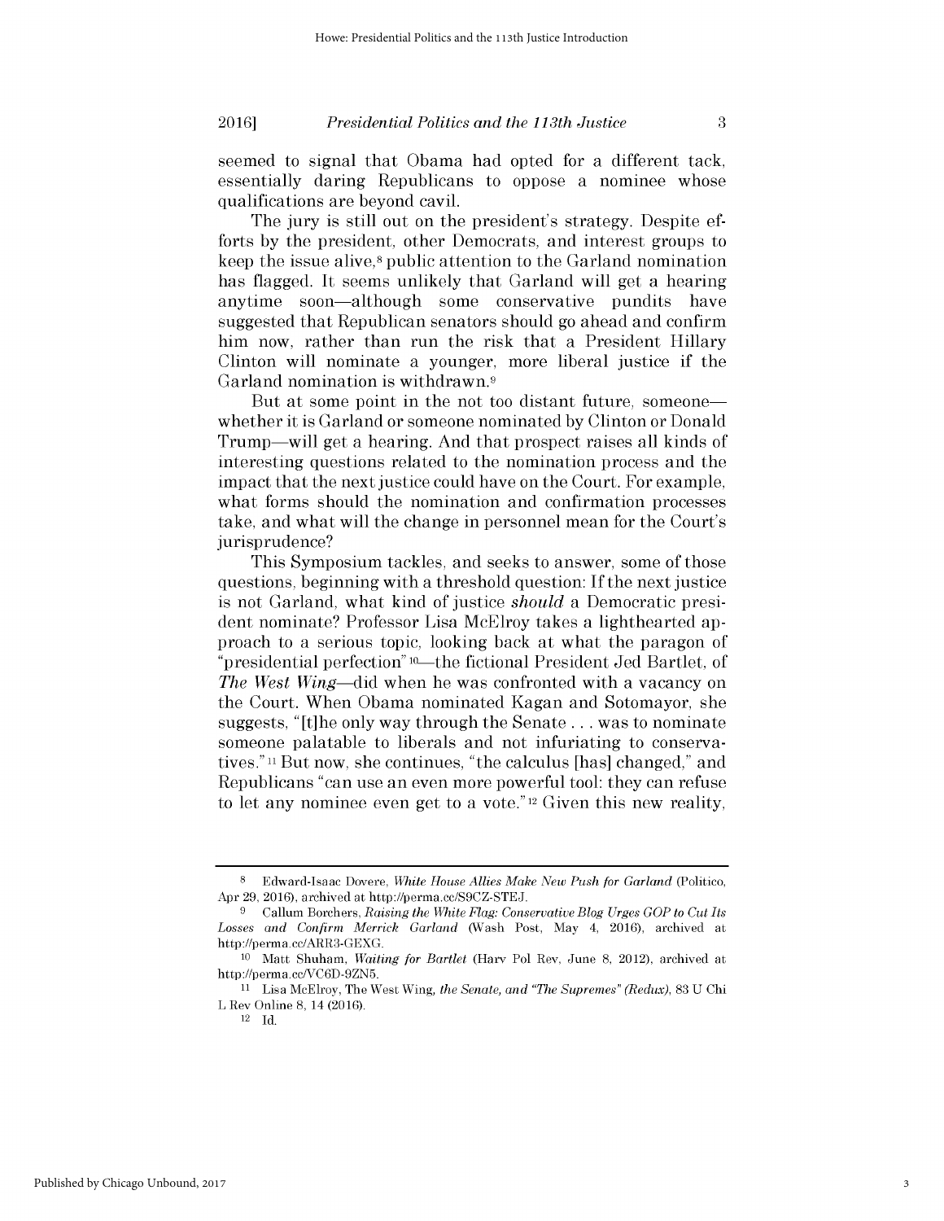seemed to signal that Obama had opted for a different tack, essentially daring Republicans to oppose a nominee whose qualifications are beyond cavil.

The jury is still out on the president's strategy. Despite efforts by the president, other Democrats, and interest groups to keep the issue alive,[8] public attention to the Garland nomination has flagged. It seems unlikely that Garland will get a hearing anytime soon—although some conservative pundits have suggested that Republican senators should go ahead and confirm him now, rather than run the risk that a President Hillary Clinton will nominate a younger, more liberal justice if the Garland nomination is withdrawn.[9]

But at some point in the not too distant future, someone—whether it is Garland or someone nominated by Clinton or Donald Trump—will get a hearing. And that prospect raises all kinds of interesting questions related to the nomination process and the impact that the next justice could have on the Court. For example, what forms should the nomination and confirmation processes take, and what will the change in personnel mean for the Court's jurisprudence?

This Symposium tackles, and seeks to answer, some of those questions, beginning with a threshold question: If the next justice is not Garland, what kind of justice *should* a Democratic president nominate? Professor Lisa McElroy takes a lighthearted approach to a serious topic, looking back at what the paragon of "presidential perfection"[10]—the fictional President Jed Bartlet, of *The West Wing*—did when he was confronted with a vacancy on the Court. When Obama nominated Kagan and Sotomayor, she suggests, "[t]he only way through the Senate . . . was to nominate someone palatable to liberals and not infuriating to conservatives."[11] But now, she continues, "the calculus [has] changed," and Republicans "can use an even more powerful tool: they can refuse to let any nominee even get to a vote."[12] Given this new reality,

---

[8] Edward-Isaac Dovere, *White House Allies Make New Push for Garland* (Politico, Apr 29, 2016), archived at http://perma.cc/S9CZ-STEJ.

[9] Callum Borchers, *Raising the White Flag: Conservative Blog Urges GOP to Cut Its Losses and Confirm Merrick Garland* (Wash Post, May 4, 2016), archived at http://perma.cc/ARR3-GEXG.

[10] Matt Shuham, *Waiting for Bartlet* (Harv Pol Rev, June 8, 2012), archived at http://perma.cc/VC6D-9ZN5.

[11] Lisa McElroy, The West Wing*, the Senate, and "The Supremes" (Redux)*, 83 U Chi L Rev Online 8, 14 (2016).

[12] Id.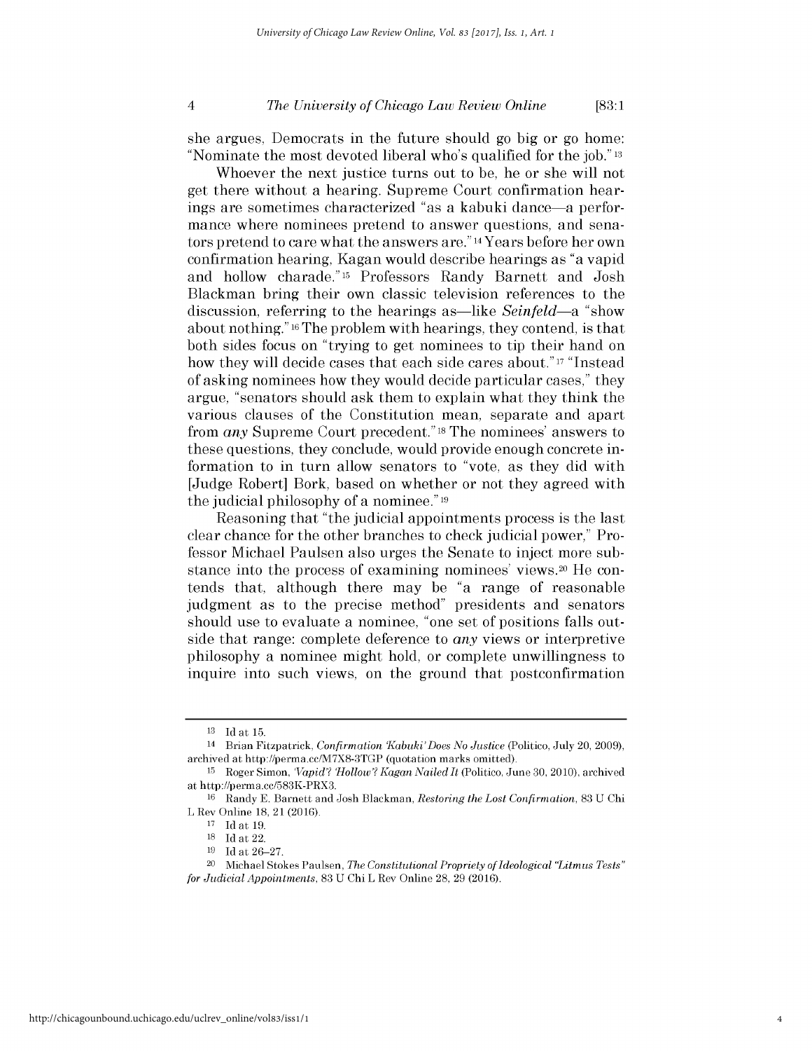she argues, Democrats in the future should go big or go home: "Nominate the most devoted liberal who's qualified for the job."[13]

Whoever the next justice turns out to be, he or she will not get there without a hearing. Supreme Court confirmation hearings are sometimes characterized "as a kabuki dance—a performance where nominees pretend to answer questions, and senators pretend to care what the answers are."[14] Years before her own confirmation hearing, Kagan would describe hearings as "a vapid and hollow charade."[15] Professors Randy Barnett and Josh Blackman bring their own classic television references to the discussion, referring to the hearings as—like *Seinfeld*—a "show about nothing."[16] The problem with hearings, they contend, is that both sides focus on "trying to get nominees to tip their hand on how they will decide cases that each side cares about."[17] "Instead of asking nominees how they would decide particular cases," they argue, "senators should ask them to explain what they think the various clauses of the Constitution mean, separate and apart from *any* Supreme Court precedent."[18] The nominees' answers to these questions, they conclude, would provide enough concrete information to in turn allow senators to "vote, as they did with [Judge Robert] Bork, based on whether or not they agreed with the judicial philosophy of a nominee."[19]

Reasoning that "the judicial appointments process is the last clear chance for the other branches to check judicial power," Professor Michael Paulsen also urges the Senate to inject more substance into the process of examining nominees' views.[20] He contends that, although there may be "a range of reasonable judgment as to the precise method" presidents and senators should use to evaluate a nominee, "one set of positions falls outside that range: complete deference to *any* views or interpretive philosophy a nominee might hold, or complete unwillingness to inquire into such views, on the ground that postconfirmation

---

[13] Id at 15.

[14] Brian Fitzpatrick, *Confirmation 'Kabuki' Does No Justice* (Politico, July 20, 2009), archived at http://perma.cc/M7X8-3TGP (quotation marks omitted).

[15] Roger Simon, *'Vapid'? 'Hollow'? Kagan Nailed It* (Politico, June 30, 2010), archived at http://perma.cc/583K-PRX3.

[16] Randy E. Barnett and Josh Blackman, *Restoring the Lost Confirmation*, 83 U Chi L Rev Online 18, 21 (2016).

[17] Id at 19.

[18] Id at 22.

[19] Id at 26–27.

[20] Michael Stokes Paulsen, *The Constitutional Propriety of Ideological "Litmus Tests" for Judicial Appointments*, 83 U Chi L Rev Online 28, 29 (2016).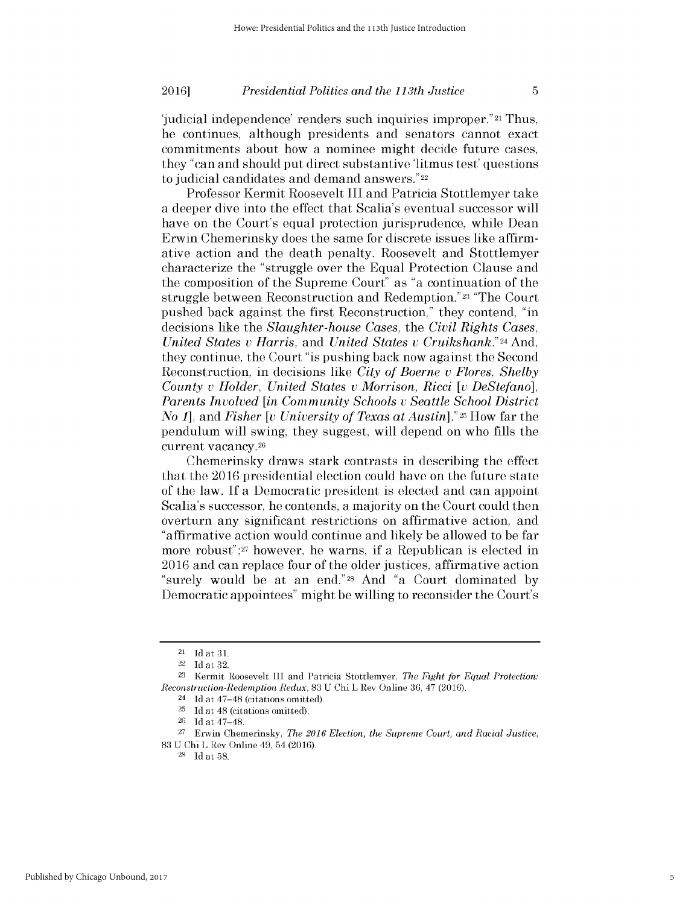'judicial independence' renders such inquiries improper."[21] Thus, he continues, although presidents and senators cannot exact commitments about how a nominee might decide future cases, they "can and should put direct substantive 'litmus test' questions to judicial candidates and demand answers."[22]

Professor Kermit Roosevelt III and Patricia Stottlemyer take a deeper dive into the effect that Scalia's eventual successor will have on the Court's equal protection jurisprudence, while Dean Erwin Chemerinsky does the same for discrete issues like affirmative action and the death penalty. Roosevelt and Stottlemyer characterize the "struggle over the Equal Protection Clause and the composition of the Supreme Court" as "a continuation of the struggle between Reconstruction and Redemption."[23] "The Court pushed back against the first Reconstruction," they contend, "in decisions like the *Slaughter-house Cases*, the *Civil Rights Cases*, *United States v Harris*, and *United States v Cruikshank*."[24] And, they continue, the Court "is pushing back now against the Second Reconstruction, in decisions like *City of Boerne v Flores*, *Shelby County v Holder*, *United States v Morrison*, *Ricci* [*v DeStefano*], *Parents Involved* [*in Community Schools v Seattle School District No 1*], and *Fisher* [*v University of Texas at Austin*]."[25] How far the pendulum will swing, they suggest, will depend on who fills the current vacancy.[26]

Chemerinsky draws stark contrasts in describing the effect that the 2016 presidential election could have on the future state of the law. If a Democratic president is elected and can appoint Scalia's successor, he contends, a majority on the Court could then overturn any significant restrictions on affirmative action, and "affirmative action would continue and likely be allowed to be far more robust";[27] however, he warns, if a Republican is elected in 2016 and can replace four of the older justices, affirmative action "surely would be at an end."[28] And "a Court dominated by Democratic appointees" might be willing to reconsider the Court's

---

[21] Id at 31.

[22] Id at 32.

[23] Kermit Roosevelt III and Patricia Stottlemyer, *The Fight for Equal Protection: Reconstruction-Redemption Redux*, 83 U Chi L Rev Online 36, 47 (2016).

[24] Id at 47–48 (citations omitted).

[25] Id at 48 (citations omitted).

[26] Id at 47–48.

[27] Erwin Chemerinsky, *The 2016 Election, the Supreme Court, and Racial Justice*, 83 U Chi L Rev Online 49, 54 (2016).

[28] Id at 58.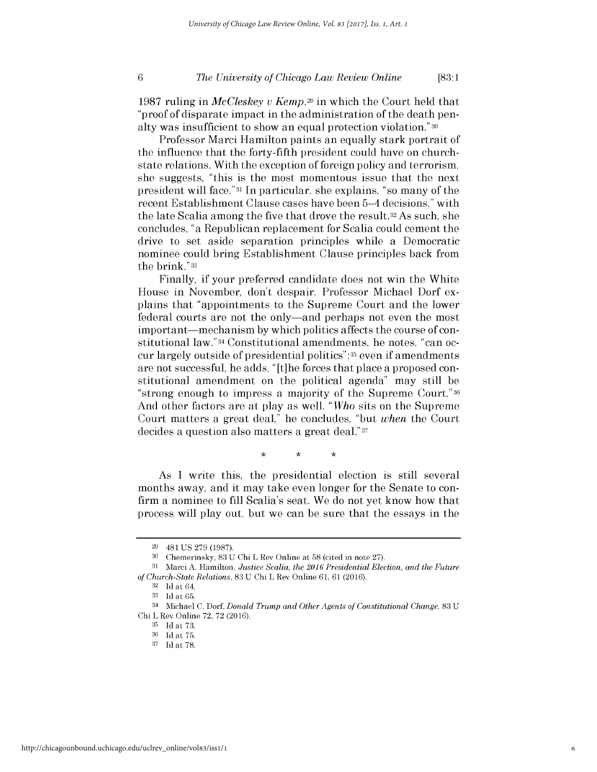1987 ruling in *McCleskey v Kemp*,[29] in which the Court held that "proof of disparate impact in the administration of the death penalty was insufficient to show an equal protection violation."[30]

Professor Marci Hamilton paints an equally stark portrait of the influence that the forty-fifth president could have on church-state relations. With the exception of foreign policy and terrorism, she suggests, "this is the most momentous issue that the next president will face."[31] In particular, she explains, "so many of the recent Establishment Clause cases have been 5–4 decisions," with the late Scalia among the five that drove the result.[32] As such, she concludes, "a Republican replacement for Scalia could cement the drive to set aside separation principles while a Democratic nominee could bring Establishment Clause principles back from the brink."[33]

Finally, if your preferred candidate does not win the White House in November, don't despair. Professor Michael Dorf explains that "appointments to the Supreme Court and the lower federal courts are not the only—and perhaps not even the most important—mechanism by which politics affects the course of constitutional law."[34] Constitutional amendments, he notes, "can occur largely outside of presidential politics";[35] even if amendments are not successful, he adds, "[t]he forces that place a proposed constitutional amendment on the political agenda" may still be "strong enough to impress a majority of the Supreme Court."[36] And other factors are at play as well. "*Who* sits on the Supreme Court matters a great deal," he concludes, "but *when* the Court decides a question also matters a great deal."[37]

\* \* \*

As I write this, the presidential election is still several months away, and it may take even longer for the Senate to confirm a nominee to fill Scalia's seat. We do not yet know how that process will play out, but we can be sure that the essays in the

---

[29] 481 US 279 (1987).

[30] Chemerinsky, 83 U Chi L Rev Online at 58 (cited in note 27).

[31] Marci A. Hamilton, *Justice Scalia, the 2016 Presidential Election, and the Future of Church-State Relations*, 83 U Chi L Rev Online 61, 61 (2016).

[32] Id at 64.

[33] Id at 65.

[34] Michael C. Dorf, *Donald Trump and Other Agents of Constitutional Change*, 83 U Chi L Rev Online 72, 72 (2016).

[35] Id at 73.

[36] Id at 75.

[37] Id at 78.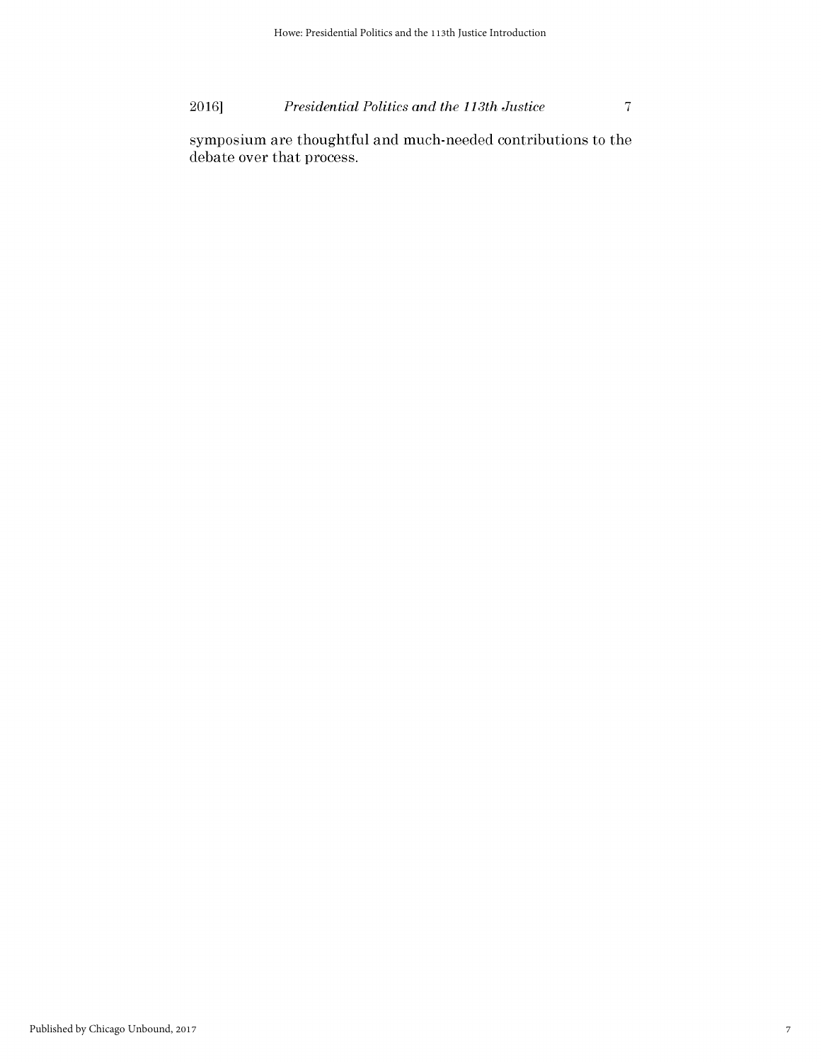symposium are thoughtful and much-needed contributions to the debate over that process.